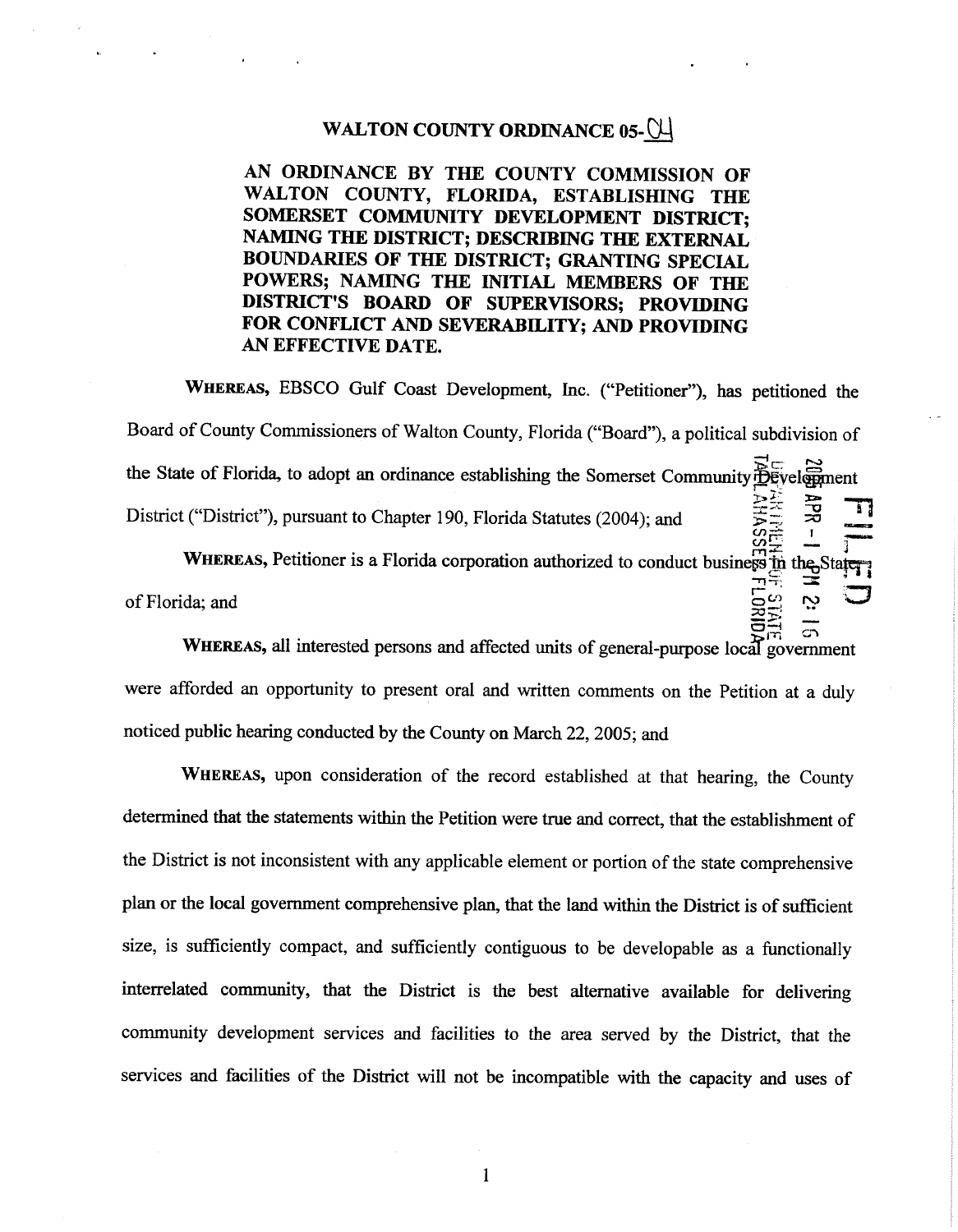# WALTON COUNTY ORDINANCE 05-04

**AN ORDINANCE BY THE COUNTY COMMISSION OF WALTON COUNTY, FLORIDA, ESTABLISHING THE SOMERSET COMMUNITY DEVELOPMENT DISTRICT; NAMING THE DISTRICT; DESCRIBING THE EXTERNAL BOUNDARIES OF THE DISTRICT; GRANTING SPECIAL POWERS; NAMING THE INITIAL MEMBERS OF THE DISTRICT'S BOARD OF SUPERVISORS; PROVIDING FOR CONFLICT AND SEVERABILITY; AND PROVIDING AN EFFECTIVE DATE.**

**WHEREAS,** EBSCO Gulf Coast Development, Inc. ("Petitioner"), has petitioned the Board of County Commissioners of Walton County, Florida ("Board"), a political subdivision of the State of Florida, to adopt an ordinance establishing the Somerset Community Development District ("District"), pursuant to Chapter 190, Florida Statutes (2004); and

**WHEREAS,** Petitioner is a Florida corporation authorized to conduct business in the State of Florida; and

**WHEREAS,** all interested persons and affected units of general-purpose local government were afforded an opportunity to present oral and written comments on the Petition at a duly noticed public hearing conducted by the County on March 22, 2005; and

**WHEREAS,** upon consideration of the record established at that hearing, the County determined that the statements within the Petition were true and correct, that the establishment of the District is not inconsistent with any applicable element or portion of the state comprehensive plan or the local government comprehensive plan, that the land within the District is of sufficient size, is sufficiently compact, and sufficiently contiguous to be developable as a functionally interrelated community, that the District is the best alternative available for delivering community development services and facilities to the area served by the District, that the services and facilities of the District will not be incompatible with the capacity and uses of

FILED 2005 APR -1 PM 2:15 DEPARTMENT OF STATE TALLAHASSEE, FLORIDA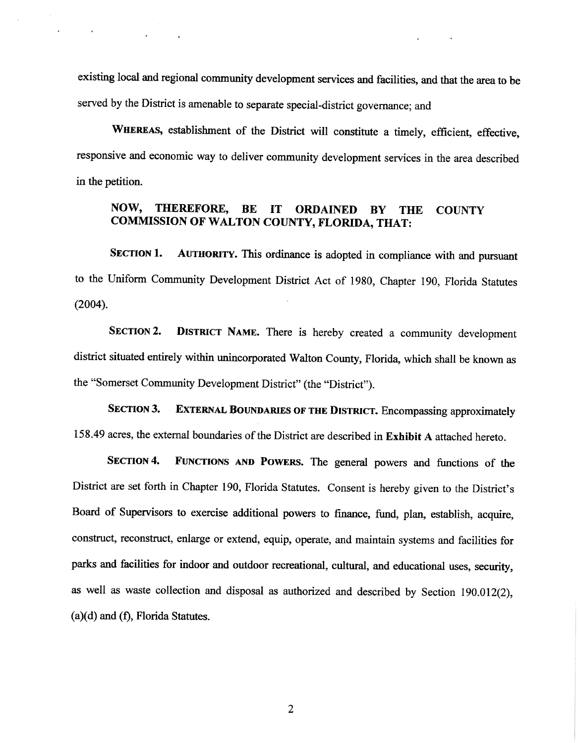existing local and regional community development services and facilities, and that the area to be served by the District is amenable to separate special-district governance; and

**WHEREAS,** establishment of the District will constitute a timely, efficient, effective, responsive and economic way to deliver community development services in the area described in the petition.

**NOW, THEREFORE, BE IT ORDAINED BY THE COUNTY COMMISSION OF WALTON COUNTY, FLORIDA, THAT:**

**SECTION 1. AUTHORITY.** This ordinance is adopted in compliance with and pursuant to the Uniform Community Development District Act of 1980, Chapter 190, Florida Statutes (2004).

**SECTION 2. DISTRICT NAME.** There is hereby created a community development district situated entirely within unincorporated Walton County, Florida, which shall be known as the "Somerset Community Development District" (the "District").

**SECTION 3. EXTERNAL BOUNDARIES OF THE DISTRICT.** Encompassing approximately 158.49 acres, the external boundaries of the District are described in **Exhibit A** attached hereto.

**SECTION 4. FUNCTIONS AND POWERS.** The general powers and functions of the District are set forth in Chapter 190, Florida Statutes. Consent is hereby given to the District's Board of Supervisors to exercise additional powers to finance, fund, plan, establish, acquire, construct, reconstruct, enlarge or extend, equip, operate, and maintain systems and facilities for parks and facilities for indoor and outdoor recreational, cultural, and educational uses, security, as well as waste collection and disposal as authorized and described by Section 190.012(2), (a)(d) and (f), Florida Statutes.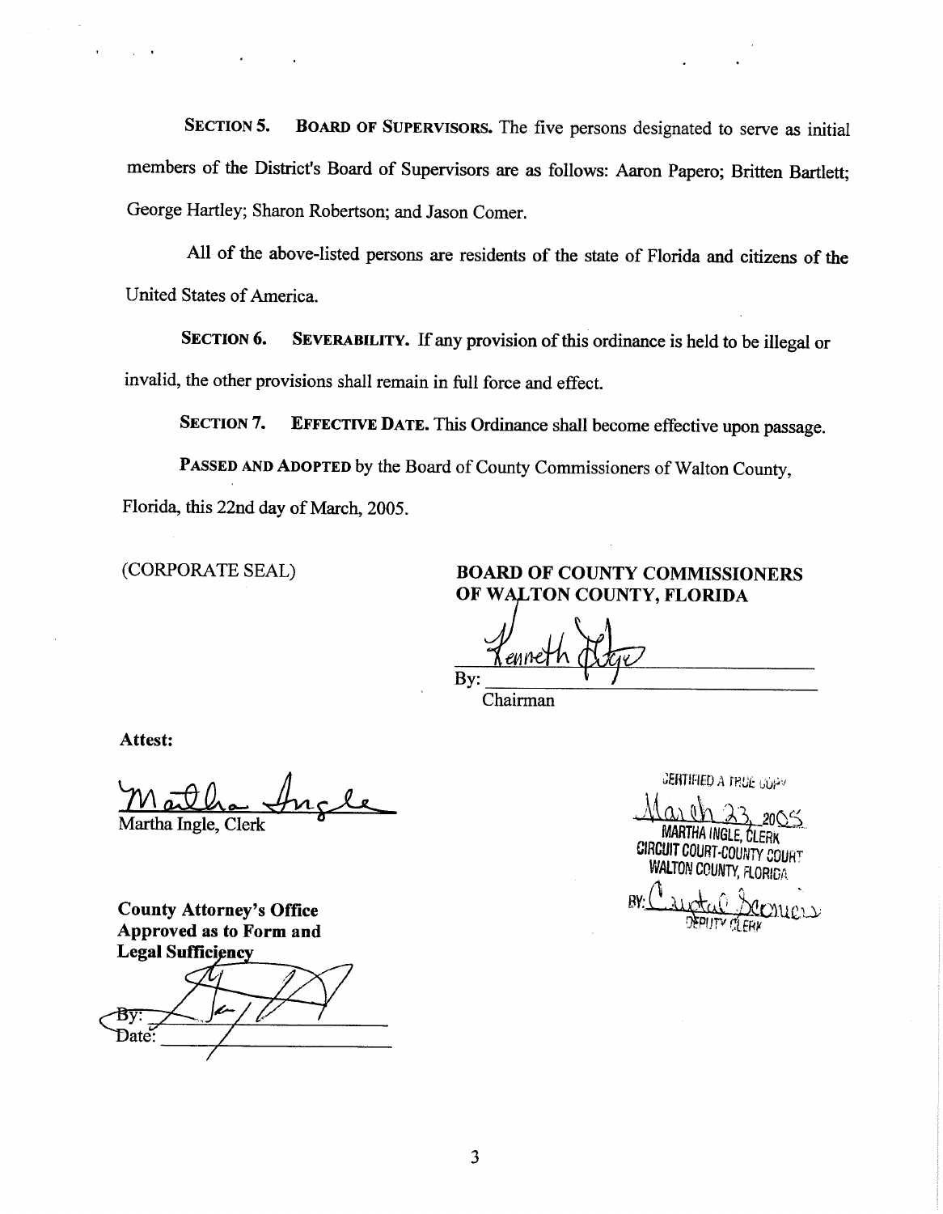**SECTION 5. BOARD OF SUPERVISORS.** The five persons designated to serve as initial members of the District's Board of Supervisors are as follows: Aaron Papero; Britten Bartlett; George Hartley; Sharon Robertson; and Jason Comer.

All of the above-listed persons are residents of the state of Florida and citizens of the United States of America.

**SECTION 6. SEVERABILITY.** If any provision of this ordinance is held to be illegal or invalid, the other provisions shall remain in full force and effect.

**SECTION 7. EFFECTIVE DATE.** This Ordinance shall become effective upon passage.

**PASSED AND ADOPTED** by the Board of County Commissioners of Walton County, Florida, this 22nd day of March, 2005.

(CORPORATE SEAL)

**BOARD OF COUNTY COMMISSIONERS OF WALTON COUNTY, FLORIDA**

By: Kenneth Pridgen
Chairman

**Attest:**

Martha Ingle
Martha Ingle, Clerk

**County Attorney's Office**
**Approved as to Form and Legal Sufficiency**

By:
Date:

CERTIFIED A TRUE COPY
March 23, 2005
MARTHA INGLE, CLERK
CIRCUIT COURT-COUNTY COURT
WALTON COUNTY, FLORIDA
BY: Crystal Sconiers
DEPUTY CLERK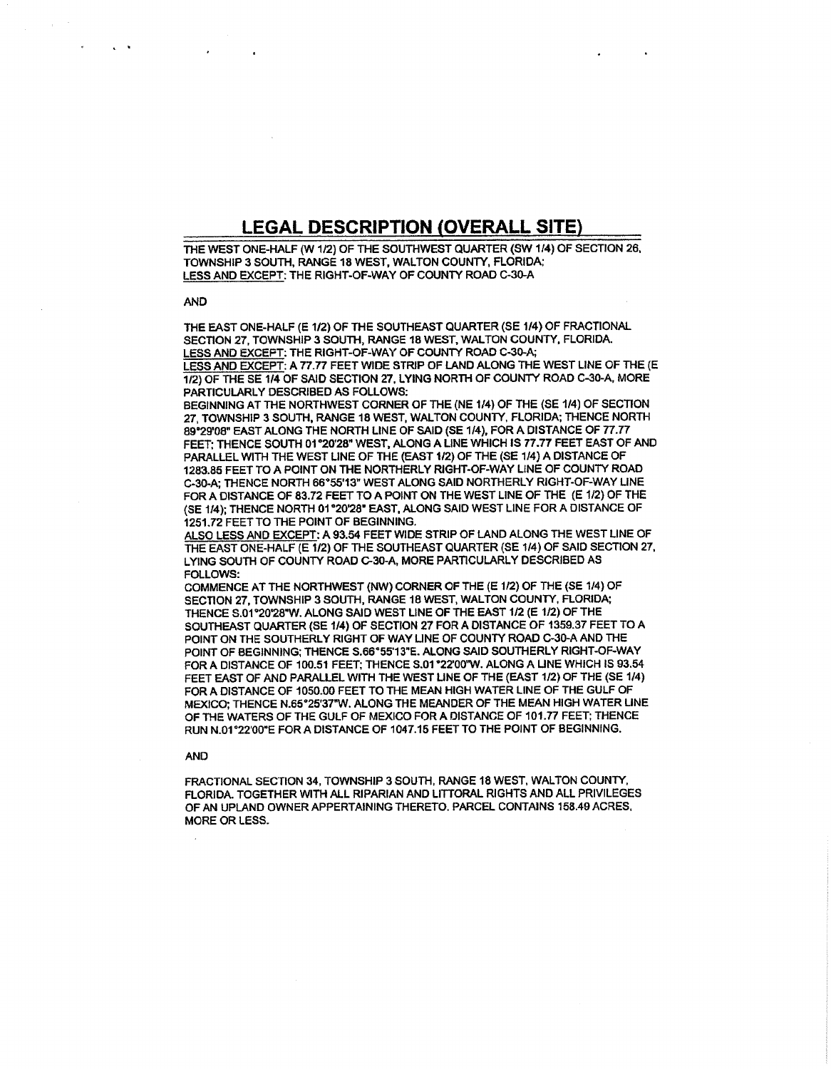# LEGAL DESCRIPTION (OVERALL SITE)

THE WEST ONE-HALF (W 1/2) OF THE SOUTHWEST QUARTER (SW 1/4) OF SECTION 26, TOWNSHIP 3 SOUTH, RANGE 18 WEST, WALTON COUNTY, FLORIDA;
<u>LESS AND EXCEPT</u>: THE RIGHT-OF-WAY OF COUNTY ROAD C-30-A

AND

THE EAST ONE-HALF (E 1/2) OF THE SOUTHEAST QUARTER (SE 1/4) OF FRACTIONAL SECTION 27, TOWNSHIP 3 SOUTH, RANGE 18 WEST, WALTON COUNTY, FLORIDA.
<u>LESS AND EXCEPT</u>: THE RIGHT-OF-WAY OF COUNTY ROAD C-30-A;
<u>LESS AND EXCEPT</u>: A 77.77 FEET WIDE STRIP OF LAND ALONG THE WEST LINE OF THE (E 1/2) OF THE SE 1/4 OF SAID SECTION 27, LYING NORTH OF COUNTY ROAD C-30-A, MORE PARTICULARLY DESCRIBED AS FOLLOWS:
BEGINNING AT THE NORTHWEST CORNER OF THE (NE 1/4) OF THE (SE 1/4) OF SECTION 27, TOWNSHIP 3 SOUTH, RANGE 18 WEST, WALTON COUNTY, FLORIDA; THENCE NORTH 89°29'08" EAST ALONG THE NORTH LINE OF SAID (SE 1/4), FOR A DISTANCE OF 77.77 FEET; THENCE SOUTH 01°20'28" WEST, ALONG A LINE WHICH IS 77.77 FEET EAST OF AND PARALLEL WITH THE WEST LINE OF THE (EAST 1/2) OF THE (SE 1/4) A DISTANCE OF 1283.85 FEET TO A POINT ON THE NORTHERLY RIGHT-OF-WAY LINE OF COUNTY ROAD C-30-A; THENCE NORTH 66°55'13" WEST ALONG SAID NORTHERLY RIGHT-OF-WAY LINE FOR A DISTANCE OF 83.72 FEET TO A POINT ON THE WEST LINE OF THE (E 1/2) OF THE (SE 1/4); THENCE NORTH 01°20'28" EAST, ALONG SAID WEST LINE FOR A DISTANCE OF 1251.72 FEET TO THE POINT OF BEGINNING.
<u>ALSO LESS AND EXCEPT</u>: A 93.54 FEET WIDE STRIP OF LAND ALONG THE WEST LINE OF THE EAST ONE-HALF (E 1/2) OF THE SOUTHEAST QUARTER (SE 1/4) OF SAID SECTION 27, LYING SOUTH OF COUNTY ROAD C-30-A, MORE PARTICULARLY DESCRIBED AS FOLLOWS:
COMMENCE AT THE NORTHWEST (NW) CORNER OF THE (E 1/2) OF THE (SE 1/4) OF SECTION 27, TOWNSHIP 3 SOUTH, RANGE 18 WEST, WALTON COUNTY, FLORIDA; THENCE S.01°20'28"W. ALONG SAID WEST LINE OF THE EAST 1/2 (E 1/2) OF THE SOUTHEAST QUARTER (SE 1/4) OF SECTION 27 FOR A DISTANCE OF 1359.37 FEET TO A POINT ON THE SOUTHERLY RIGHT OF WAY LINE OF COUNTY ROAD C-30-A AND THE POINT OF BEGINNING; THENCE S.66°55'13"E. ALONG SAID SOUTHERLY RIGHT-OF-WAY FOR A DISTANCE OF 100.51 FEET; THENCE S.01°22'00"W. ALONG A LINE WHICH IS 93.54 FEET EAST OF AND PARALLEL WITH THE WEST LINE OF THE (EAST 1/2) OF THE (SE 1/4) FOR A DISTANCE OF 1050.00 FEET TO THE MEAN HIGH WATER LINE OF THE GULF OF MEXICO; THENCE N.65°25'37"W. ALONG THE MEANDER OF THE MEAN HIGH WATER LINE OF THE WATERS OF THE GULF OF MEXICO FOR A DISTANCE OF 101.77 FEET; THENCE RUN N.01°22'00"E FOR A DISTANCE OF 1047.15 FEET TO THE POINT OF BEGINNING.

AND

FRACTIONAL SECTION 34, TOWNSHIP 3 SOUTH, RANGE 18 WEST, WALTON COUNTY, FLORIDA. TOGETHER WITH ALL RIPARIAN AND LITTORAL RIGHTS AND ALL PRIVILEGES OF AN UPLAND OWNER APPERTAINING THERETO. PARCEL CONTAINS 158.49 ACRES, MORE OR LESS.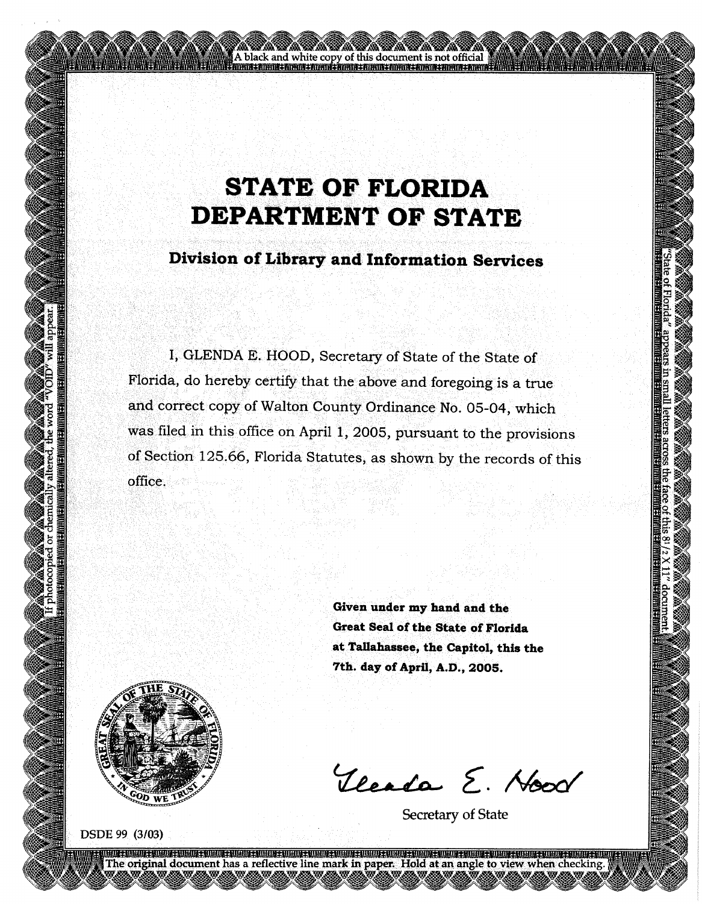A black and white copy of this document is not official

# STATE OF FLORIDA
# DEPARTMENT OF STATE

## Division of Library and Information Services

I, GLENDA E. HOOD, Secretary of State of the State of Florida, do hereby certify that the above and foregoing is a true and correct copy of Walton County Ordinance No. 05-04, which was filed in this office on April 1, 2005, pursuant to the provisions of Section 125.66, Florida Statutes, as shown by the records of this office.

**Given under my hand and the Great Seal of the State of Florida at Tallahassee, the Capitol, this the 7th. day of April, A.D., 2005.**

Glenda E. Hood

Secretary of State

GREAT SEAL OF THE STATE OF FLORIDA · IN GOD WE TRUST ·

DSDE 99 (3/03)

If photocopied or chemically altered, the word "VOID" will appear.

"State of Florida" appears in small letters across the face of this 8 1/2 X 11" document.

The original document has a reflective line mark in paper. Hold at an angle to view when checking.